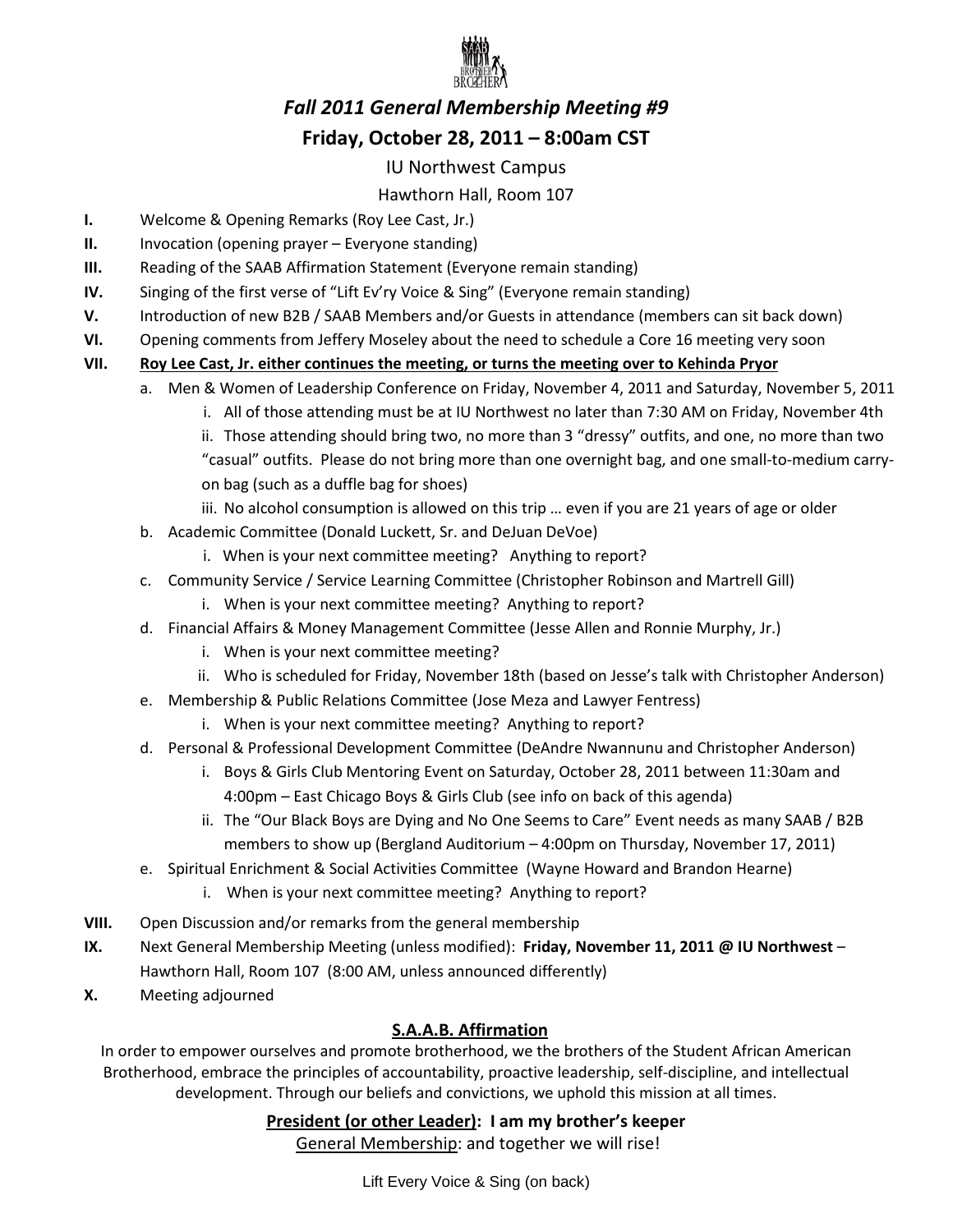# *Fall 2011 General Membership Meeting #9*

## Friday, October 28, 2011 – 8:00am CST

IU Northwest Campus

Hawthorn Hall, Room 107

**I.** Welcome & Opening Remarks (Roy Lee Cast, Jr.)

**II.** Invocation (opening prayer – Everyone standing)

**III.** Reading of the SAAB Affirmation Statement (Everyone remain standing)

**IV.** Singing of the first verse of "Lift Ev'ry Voice & Sing" (Everyone remain standing)

**V.** Introduction of new B2B / SAAB Members and/or Guests in attendance (members can sit back down)

**VI.** Opening comments from Jeffery Moseley about the need to schedule a Core 16 meeting very soon

**VII.** **<u>Roy Lee Cast, Jr. either continues the meeting, or turns the meeting over to Kehinda Pryor</u>**

- a. Men & Women of Leadership Conference on Friday, November 4, 2011 and Saturday, November 5, 2011
  - i. All of those attending must be at IU Northwest no later than 7:30 AM on Friday, November 4th
  - ii. Those attending should bring two, no more than 3 "dressy" outfits, and one, no more than two "casual" outfits. Please do not bring more than one overnight bag, and one small-to-medium carry-on bag (such as a duffle bag for shoes)
  - iii. No alcohol consumption is allowed on this trip … even if you are 21 years of age or older
- b. Academic Committee (Donald Luckett, Sr. and DeJuan DeVoe)
  - i. When is your next committee meeting? Anything to report?
- c. Community Service / Service Learning Committee (Christopher Robinson and Martrell Gill)
  - i. When is your next committee meeting? Anything to report?
- d. Financial Affairs & Money Management Committee (Jesse Allen and Ronnie Murphy, Jr.)
  - i. When is your next committee meeting?
  - ii. Who is scheduled for Friday, November 18th (based on Jesse's talk with Christopher Anderson)
- e. Membership & Public Relations Committee (Jose Meza and Lawyer Fentress)
  - i. When is your next committee meeting? Anything to report?
- d. Personal & Professional Development Committee (DeAndre Nwannunu and Christopher Anderson)
  - i. Boys & Girls Club Mentoring Event on Saturday, October 28, 2011 between 11:30am and 4:00pm – East Chicago Boys & Girls Club (see info on back of this agenda)
  - ii. The "Our Black Boys are Dying and No One Seems to Care" Event needs as many SAAB / B2B members to show up (Bergland Auditorium – 4:00pm on Thursday, November 17, 2011)
- e. Spiritual Enrichment & Social Activities Committee (Wayne Howard and Brandon Hearne)
  - i. When is your next committee meeting? Anything to report?

**VIII.** Open Discussion and/or remarks from the general membership

**IX.** Next General Membership Meeting (unless modified): **Friday, November 11, 2011 @ IU Northwest** – Hawthorn Hall, Room 107 (8:00 AM, unless announced differently)

**X.** Meeting adjourned

### <u>S.A.A.B. Affirmation</u>

In order to empower ourselves and promote brotherhood, we the brothers of the Student African American Brotherhood, embrace the principles of accountability, proactive leadership, self-discipline, and intellectual development. Through our beliefs and convictions, we uphold this mission at all times.

**<u>President (or other Leader):</u> I am my brother's keeper**

<u>General Membership</u>: and together we will rise!

Lift Every Voice & Sing (on back)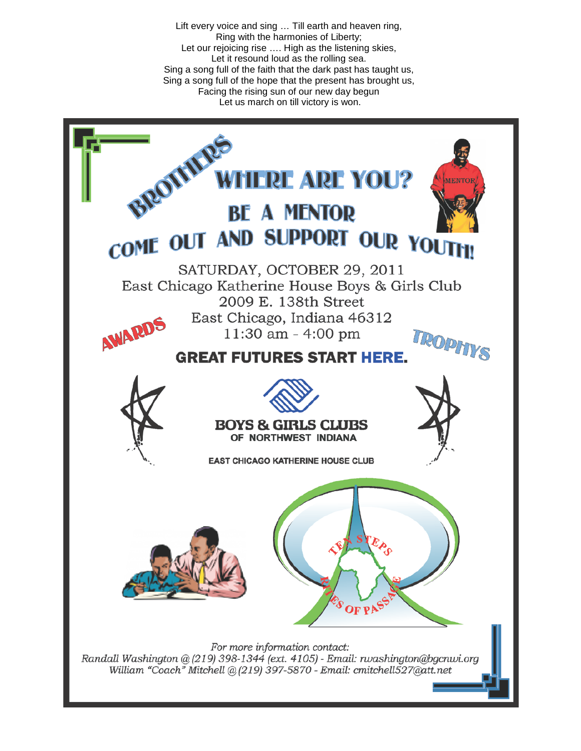Lift every voice and sing … Till earth and heaven ring,
Ring with the harmonies of Liberty;
Let our rejoicing rise …. High as the listening skies,
Let it resound loud as the rolling sea.
Sing a song full of the faith that the dark past has taught us,
Sing a song full of the hope that the present has brought us,
Facing the rising sun of our new day begun
Let us march on till victory is won.

# BROTHERS WHERE ARE YOU?

## BE A MENTOR

## COME OUT AND SUPPORT OUR YOUTH!

SATURDAY, OCTOBER 29, 2011
East Chicago Katherine House Boys & Girls Club
2009 E. 138th Street
East Chicago, Indiana 46312
11:30 am - 4:00 pm

AWARDS

TROPHYS

**GREAT FUTURES START HERE.**

**BOYS & GIRLS CLUBS**
**OF NORTHWEST INDIANA**

**EAST CHICAGO KATHERINE HOUSE CLUB**

TEN STEPS RITES OF PASSAGE

*For more information contact:*
*Randall Washington @ (219) 398-1344 (ext. 4105) - Email: rwashington@bgcnwi.org*
*William "Coach" Mitchell @ (219) 397-5870 - Email: cmitchell527@att.net*